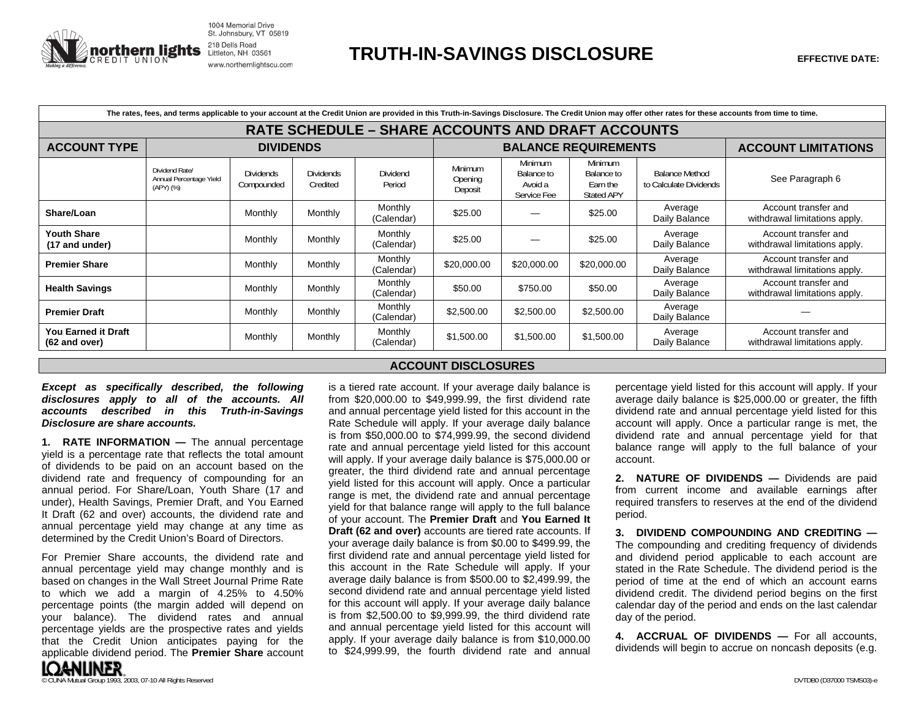northern lights CREDIT UNION — Making a difference.

1004 Memorial Drive
St. Johnsbury, VT 05819
218 Dells Road
Littleton, NH 03561
www.northernlightscu.com

# TRUTH-IN-SAVINGS DISCLOSURE

**EFFECTIVE DATE:**

**The rates, fees, and terms applicable to your account at the Credit Union are provided in this Truth-in-Savings Disclosure. The Credit Union may offer other rates for these accounts from time to time.**

## RATE SCHEDULE – SHARE ACCOUNTS AND DRAFT ACCOUNTS

| ACCOUNT TYPE | DIVIDENDS | | | | BALANCE REQUIREMENTS | | | | ACCOUNT LIMITATIONS |
|---|---|---|---|---|---|---|---|---|---|
| | Dividend Rate/ Annual Percentage Yield (APY) (%) | Dividends Compounded | Dividends Credited | Dividend Period | Minimum Opening Deposit | Minimum Balance to Avoid a Service Fee | Minimum Balance to Earn the Stated APY | Balance Method to Calculate Dividends | See Paragraph 6 |
| **Share/Loan** | | Monthly | Monthly | Monthly (Calendar) | $25.00 | — | $25.00 | Average Daily Balance | Account transfer and withdrawal limitations apply. |
| **Youth Share (17 and under)** | | Monthly | Monthly | Monthly (Calendar) | $25.00 | — | $25.00 | Average Daily Balance | Account transfer and withdrawal limitations apply. |
| **Premier Share** | | Monthly | Monthly | Monthly (Calendar) | $20,000.00 | $20,000.00 | $20,000.00 | Average Daily Balance | Account transfer and withdrawal limitations apply. |
| **Health Savings** | | Monthly | Monthly | Monthly (Calendar) | $50.00 | $750.00 | $50.00 | Average Daily Balance | Account transfer and withdrawal limitations apply. |
| **Premier Draft** | | Monthly | Monthly | Monthly (Calendar) | $2,500.00 | $2,500.00 | $2,500.00 | Average Daily Balance | — |
| **You Earned it Draft (62 and over)** | | Monthly | Monthly | Monthly (Calendar) | $1,500.00 | $1,500.00 | $1,500.00 | Average Daily Balance | Account transfer and withdrawal limitations apply. |

## ACCOUNT DISCLOSURES

***Except as specifically described, the following disclosures apply to all of the accounts. All accounts described in this Truth-in-Savings Disclosure are share accounts.***

**1. RATE INFORMATION —** The annual percentage yield is a percentage rate that reflects the total amount of dividends to be paid on an account based on the dividend rate and frequency of compounding for an annual period. For Share/Loan, Youth Share (17 and under), Health Savings, Premier Draft, and You Earned It Draft (62 and over) accounts, the dividend rate and annual percentage yield may change at any time as determined by the Credit Union's Board of Directors.

For Premier Share accounts, the dividend rate and annual percentage yield may change monthly and is based on changes in the Wall Street Journal Prime Rate to which we add a margin of 4.25% to 4.50% percentage points (the margin added will depend on your balance). The dividend rates and annual percentage yields are the prospective rates and yields that the Credit Union anticipates paying for the applicable dividend period. The **Premier Share** account is a tiered rate account. If your average daily balance is from $20,000.00 to $49,999.99, the first dividend rate and annual percentage yield listed for this account in the Rate Schedule will apply. If your average daily balance is from $50,000.00 to $74,999.99, the second dividend rate and annual percentage yield listed for this account will apply. If your average daily balance is $75,000.00 or greater, the third dividend rate and annual percentage yield listed for this account will apply. Once a particular range is met, the dividend rate and annual percentage yield for that balance range will apply to the full balance of your account. The **Premier Draft** and **You Earned It Draft (62 and over)** accounts are tiered rate accounts. If your average daily balance is from $0.00 to $499.99, the first dividend rate and annual percentage yield listed for this account in the Rate Schedule will apply. If your average daily balance is from $500.00 to $2,499.99, the second dividend rate and annual percentage yield listed for this account will apply. If your average daily balance is from $2,500.00 to $9,999.99, the third dividend rate and annual percentage yield listed for this account will apply. If your average daily balance is from $10,000.00 to $24,999.99, the fourth dividend rate and annual percentage yield listed for this account will apply. If your average daily balance is $25,000.00 or greater, the fifth dividend rate and annual percentage yield listed for this account will apply. Once a particular range is met, the dividend rate and annual percentage yield for that balance range will apply to the full balance of your account.

**2. NATURE OF DIVIDENDS —** Dividends are paid from current income and available earnings after required transfers to reserves at the end of the dividend period.

**3. DIVIDEND COMPOUNDING AND CREDITING —** The compounding and crediting frequency of dividends and dividend period applicable to each account are stated in the Rate Schedule. The dividend period is the period of time at the end of which an account earns dividend credit. The dividend period begins on the first calendar day of the period and ends on the last calendar day of the period.

**4. ACCRUAL OF DIVIDENDS —** For all accounts, dividends will begin to accrue on noncash deposits (e.g.

LOANLINER

© CUNA Mutual Group 1993, 2003, 07-10 All Rights Reserved

DVTDB0 (D37000 TSMS03)-e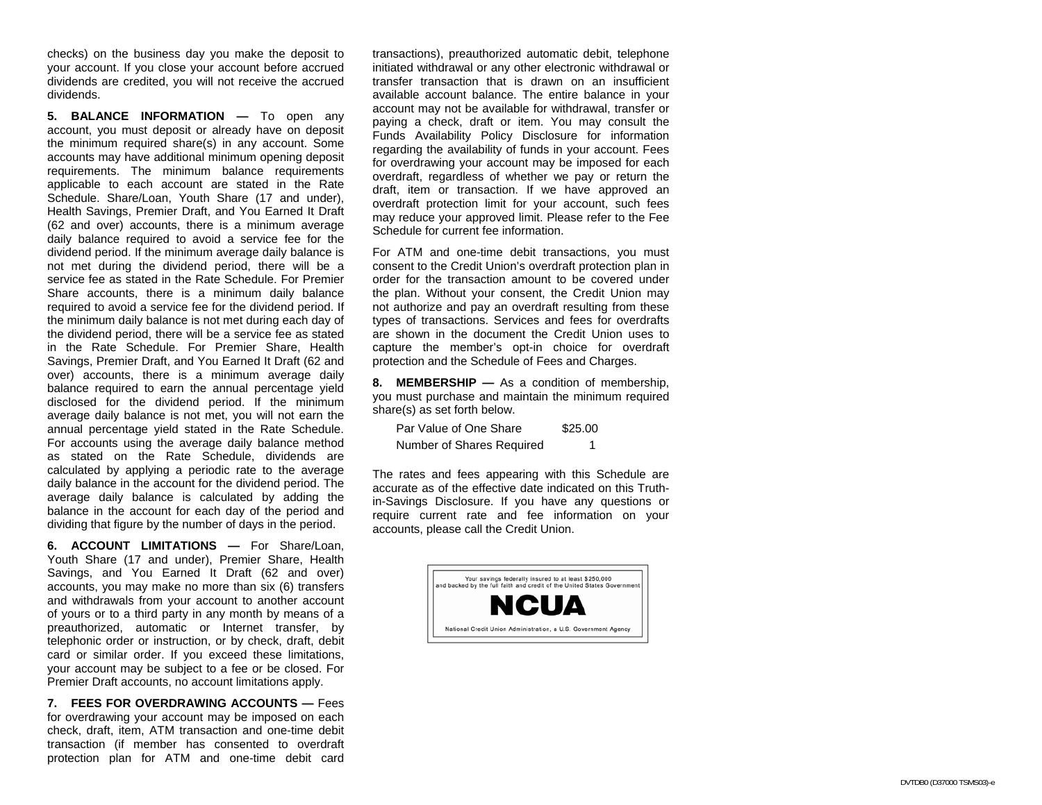checks) on the business day you make the deposit to your account. If you close your account before accrued dividends are credited, you will not receive the accrued dividends.

**5. BALANCE INFORMATION —** To open any account, you must deposit or already have on deposit the minimum required share(s) in any account. Some accounts may have additional minimum opening deposit requirements. The minimum balance requirements applicable to each account are stated in the Rate Schedule. Share/Loan, Youth Share (17 and under), Health Savings, Premier Draft, and You Earned It Draft (62 and over) accounts, there is a minimum average daily balance required to avoid a service fee for the dividend period. If the minimum average daily balance is not met during the dividend period, there will be a service fee as stated in the Rate Schedule. For Premier Share accounts, there is a minimum daily balance required to avoid a service fee for the dividend period. If the minimum daily balance is not met during each day of the dividend period, there will be a service fee as stated in the Rate Schedule. For Premier Share, Health Savings, Premier Draft, and You Earned It Draft (62 and over) accounts, there is a minimum average daily balance required to earn the annual percentage yield disclosed for the dividend period. If the minimum average daily balance is not met, you will not earn the annual percentage yield stated in the Rate Schedule. For accounts using the average daily balance method as stated on the Rate Schedule, dividends are calculated by applying a periodic rate to the average daily balance in the account for the dividend period. The average daily balance is calculated by adding the balance in the account for each day of the period and dividing that figure by the number of days in the period.

**6. ACCOUNT LIMITATIONS —** For Share/Loan, Youth Share (17 and under), Premier Share, Health Savings, and You Earned It Draft (62 and over) accounts, you may make no more than six (6) transfers and withdrawals from your account to another account of yours or to a third party in any month by means of a preauthorized, automatic or Internet transfer, by telephonic order or instruction, or by check, draft, debit card or similar order. If you exceed these limitations, your account may be subject to a fee or be closed. For Premier Draft accounts, no account limitations apply.

**7. FEES FOR OVERDRAWING ACCOUNTS —** Fees for overdrawing your account may be imposed on each check, draft, item, ATM transaction and one-time debit transaction (if member has consented to overdraft protection plan for ATM and one-time debit card transactions), preauthorized automatic debit, telephone initiated withdrawal or any other electronic withdrawal or transfer transaction that is drawn on an insufficient available account balance. The entire balance in your account may not be available for withdrawal, transfer or paying a check, draft or item. You may consult the Funds Availability Policy Disclosure for information regarding the availability of funds in your account. Fees for overdrawing your account may be imposed for each overdraft, regardless of whether we pay or return the draft, item or transaction. If we have approved an overdraft protection limit for your account, such fees may reduce your approved limit. Please refer to the Fee Schedule for current fee information.

For ATM and one-time debit transactions, you must consent to the Credit Union's overdraft protection plan in order for the transaction amount to be covered under the plan. Without your consent, the Credit Union may not authorize and pay an overdraft resulting from these types of transactions. Services and fees for overdrafts are shown in the document the Credit Union uses to capture the member's opt-in choice for overdraft protection and the Schedule of Fees and Charges.

**8. MEMBERSHIP —** As a condition of membership, you must purchase and maintain the minimum required share(s) as set forth below.

| | |
|---|---|
| Par Value of One Share | $25.00 |
| Number of Shares Required | 1 |

The rates and fees appearing with this Schedule are accurate as of the effective date indicated on this Truth-in-Savings Disclosure. If you have any questions or require current rate and fee information on your accounts, please call the Credit Union.

Your savings federally insured to at least $250,000
and backed by the full faith and credit of the United States Government

NCUA

National Credit Union Administration, a U.S. Government Agency

DVTDB0 (D37000 TSMS03)-e